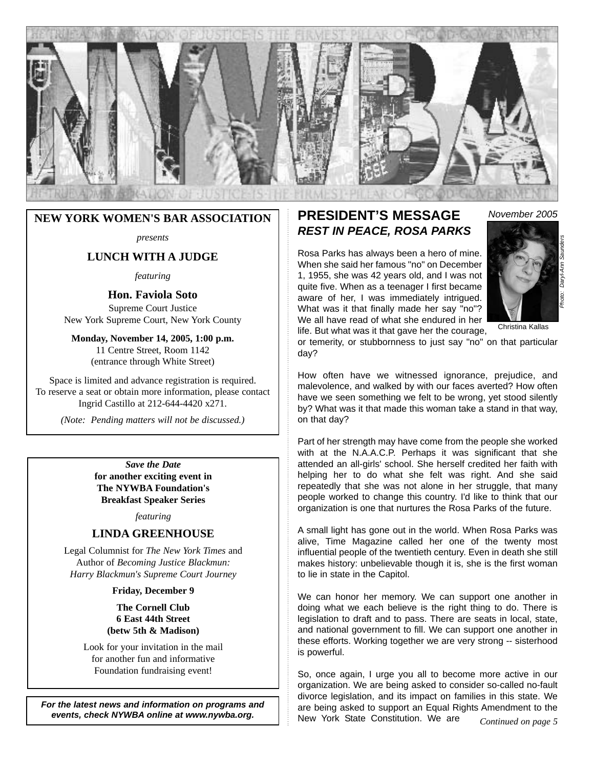# NYWBA

THE TRUE ADMINISTRATION OF JUSTICE IS THE FIRMEST PILLAR OF GOOD GOVERNMENT

**NEW YORK WOMEN'S BAR ASSOCIATION**

*presents*

**LUNCH WITH A JUDGE**

*featuring*

**Hon. Faviola Soto**
Supreme Court Justice
New York Supreme Court, New York County

**Monday, November 14, 2005, 1:00 p.m.**
11 Centre Street, Room 1142
(entrance through White Street)

Space is limited and advance registration is required. To reserve a seat or obtain more information, please contact Ingrid Castillo at 212-644-4420 x271.

*(Note: Pending matters will not be discussed.)*

***Save the Date***
**for another exciting event in The NYWBA Foundation's Breakfast Speaker Series**

*featuring*

**LINDA GREENHOUSE**

Legal Columnist for *The New York Times* and Author of *Becoming Justice Blackmun: Harry Blackmun's Supreme Court Journey*

**Friday, December 9**

**The Cornell Club**
**6 East 44th Street**
**(betw 5th & Madison)**

Look for your invitation in the mail for another fun and informative Foundation fundraising event!

***For the latest news and information on programs and events, check NYWBA online at www.nywba.org.***

## PRESIDENT'S MESSAGE

*November 2005*

### *REST IN PEACE, ROSA PARKS*

Photo: Daryl-Ann Saunders

Christina Kallas

Rosa Parks has always been a hero of mine. When she said her famous "no" on December 1, 1955, she was 42 years old, and I was not quite five. When as a teenager I first became aware of her, I was immediately intrigued. What was it that finally made her say "no"? We all have read of what she endured in her life. But what was it that gave her the courage, or temerity, or stubbornness to just say "no" on that particular day?

How often have we witnessed ignorance, prejudice, and malevolence, and walked by with our faces averted? How often have we seen something we felt to be wrong, yet stood silently by? What was it that made this woman take a stand in that way, on that day?

Part of her strength may have come from the people she worked with at the N.A.A.C.P. Perhaps it was significant that she attended an all-girls' school. She herself credited her faith with helping her to do what she felt was right. And she said repeatedly that she was not alone in her struggle, that many people worked to change this country. I'd like to think that our organization is one that nurtures the Rosa Parks of the future.

A small light has gone out in the world. When Rosa Parks was alive, Time Magazine called her one of the twenty most influential people of the twentieth century. Even in death she still makes history: unbelievable though it is, she is the first woman to lie in state in the Capitol.

We can honor her memory. We can support one another in doing what we each believe is the right thing to do. There is legislation to draft and to pass. There are seats in local, state, and national government to fill. We can support one another in these efforts. Working together we are very strong -- sisterhood is powerful.

So, once again, I urge you all to become more active in our organization. We are being asked to consider so-called no-fault divorce legislation, and its impact on families in this state. We are being asked to support an Equal Rights Amendment to the New York State Constitution. We are *Continued on page 5*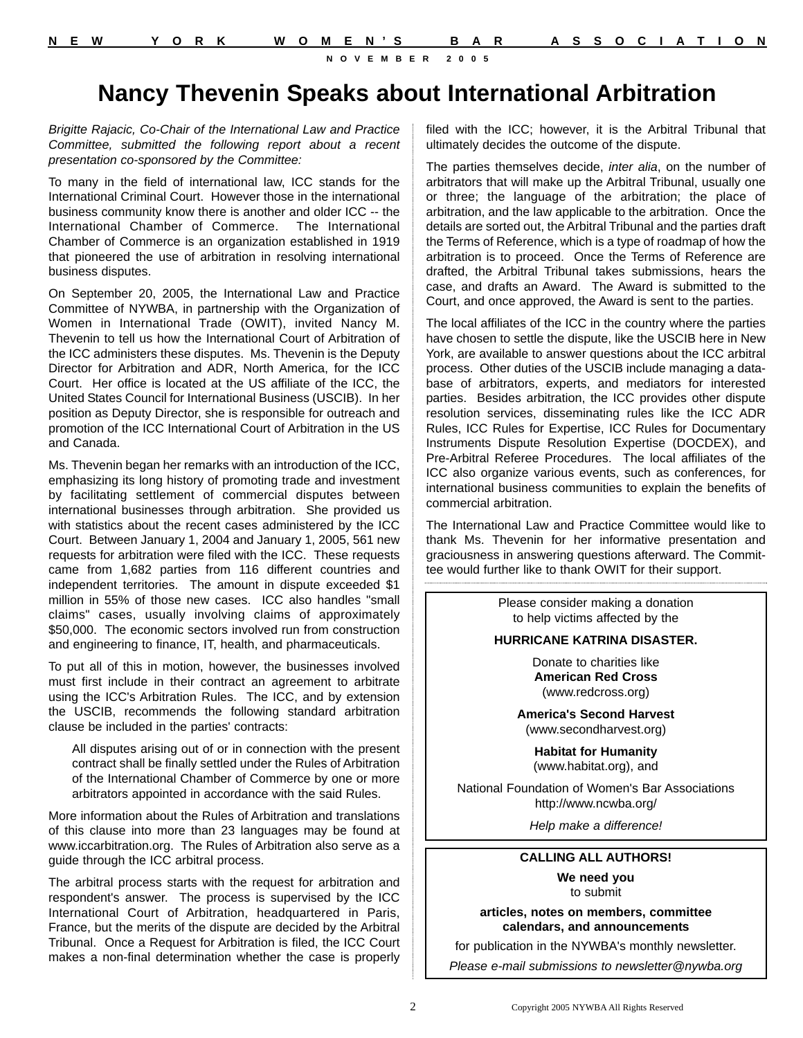# Nancy Thevenin Speaks about International Arbitration

*Brigitte Rajacic, Co-Chair of the International Law and Practice Committee, submitted the following report about a recent presentation co-sponsored by the Committee:*

To many in the field of international law, ICC stands for the International Criminal Court. However those in the international business community know there is another and older ICC -- the International Chamber of Commerce. The International Chamber of Commerce is an organization established in 1919 that pioneered the use of arbitration in resolving international business disputes.

On September 20, 2005, the International Law and Practice Committee of NYWBA, in partnership with the Organization of Women in International Trade (OWIT), invited Nancy M. Thevenin to tell us how the International Court of Arbitration of the ICC administers these disputes. Ms. Thevenin is the Deputy Director for Arbitration and ADR, North America, for the ICC Court. Her office is located at the US affiliate of the ICC, the United States Council for International Business (USCIB). In her position as Deputy Director, she is responsible for outreach and promotion of the ICC International Court of Arbitration in the US and Canada.

Ms. Thevenin began her remarks with an introduction of the ICC, emphasizing its long history of promoting trade and investment by facilitating settlement of commercial disputes between international businesses through arbitration. She provided us with statistics about the recent cases administered by the ICC Court. Between January 1, 2004 and January 1, 2005, 561 new requests for arbitration were filed with the ICC. These requests came from 1,682 parties from 116 different countries and independent territories. The amount in dispute exceeded $1 million in 55% of those new cases. ICC also handles "small claims" cases, usually involving claims of approximately $50,000. The economic sectors involved run from construction and engineering to finance, IT, health, and pharmaceuticals.

To put all of this in motion, however, the businesses involved must first include in their contract an agreement to arbitrate using the ICC's Arbitration Rules. The ICC, and by extension the USCIB, recommends the following standard arbitration clause be included in the parties' contracts:

> All disputes arising out of or in connection with the present contract shall be finally settled under the Rules of Arbitration of the International Chamber of Commerce by one or more arbitrators appointed in accordance with the said Rules.

More information about the Rules of Arbitration and translations of this clause into more than 23 languages may be found at www.iccarbitration.org. The Rules of Arbitration also serve as a guide through the ICC arbitral process.

The arbitral process starts with the request for arbitration and respondent's answer. The process is supervised by the ICC International Court of Arbitration, headquartered in Paris, France, but the merits of the dispute are decided by the Arbitral Tribunal. Once a Request for Arbitration is filed, the ICC Court makes a non-final determination whether the case is properly filed with the ICC; however, it is the Arbitral Tribunal that ultimately decides the outcome of the dispute.

The parties themselves decide, *inter alia*, on the number of arbitrators that will make up the Arbitral Tribunal, usually one or three; the language of the arbitration; the place of arbitration, and the law applicable to the arbitration. Once the details are sorted out, the Arbitral Tribunal and the parties draft the Terms of Reference, which is a type of roadmap of how the arbitration is to proceed. Once the Terms of Reference are drafted, the Arbitral Tribunal takes submissions, hears the case, and drafts an Award. The Award is submitted to the Court, and once approved, the Award is sent to the parties.

The local affiliates of the ICC in the country where the parties have chosen to settle the dispute, like the USCIB here in New York, are available to answer questions about the ICC arbitral process. Other duties of the USCIB include managing a database of arbitrators, experts, and mediators for interested parties. Besides arbitration, the ICC provides other dispute resolution services, disseminating rules like the ICC ADR Rules, ICC Rules for Expertise, ICC Rules for Documentary Instruments Dispute Resolution Expertise (DOCDEX), and Pre-Arbitral Referee Procedures. The local affiliates of the ICC also organize various events, such as conferences, for international business communities to explain the benefits of commercial arbitration.

The International Law and Practice Committee would like to thank Ms. Thevenin for her informative presentation and graciousness in answering questions afterward. The Committee would further like to thank OWIT for their support.

---

Please consider making a donation to help victims affected by the

**HURRICANE KATRINA DISASTER.**

Donate to charities like
**American Red Cross**
(www.redcross.org)

**America's Second Harvest**
(www.secondharvest.org)

**Habitat for Humanity**
(www.habitat.org), and

National Foundation of Women's Bar Associations
http://www.ncwba.org/

*Help make a difference!*

---

**CALLING ALL AUTHORS!**

**We need you**
to submit

**articles, notes on members, committee calendars, and announcements**

for publication in the NYWBA's monthly newsletter.

*Please e-mail submissions to newsletter@nywba.org*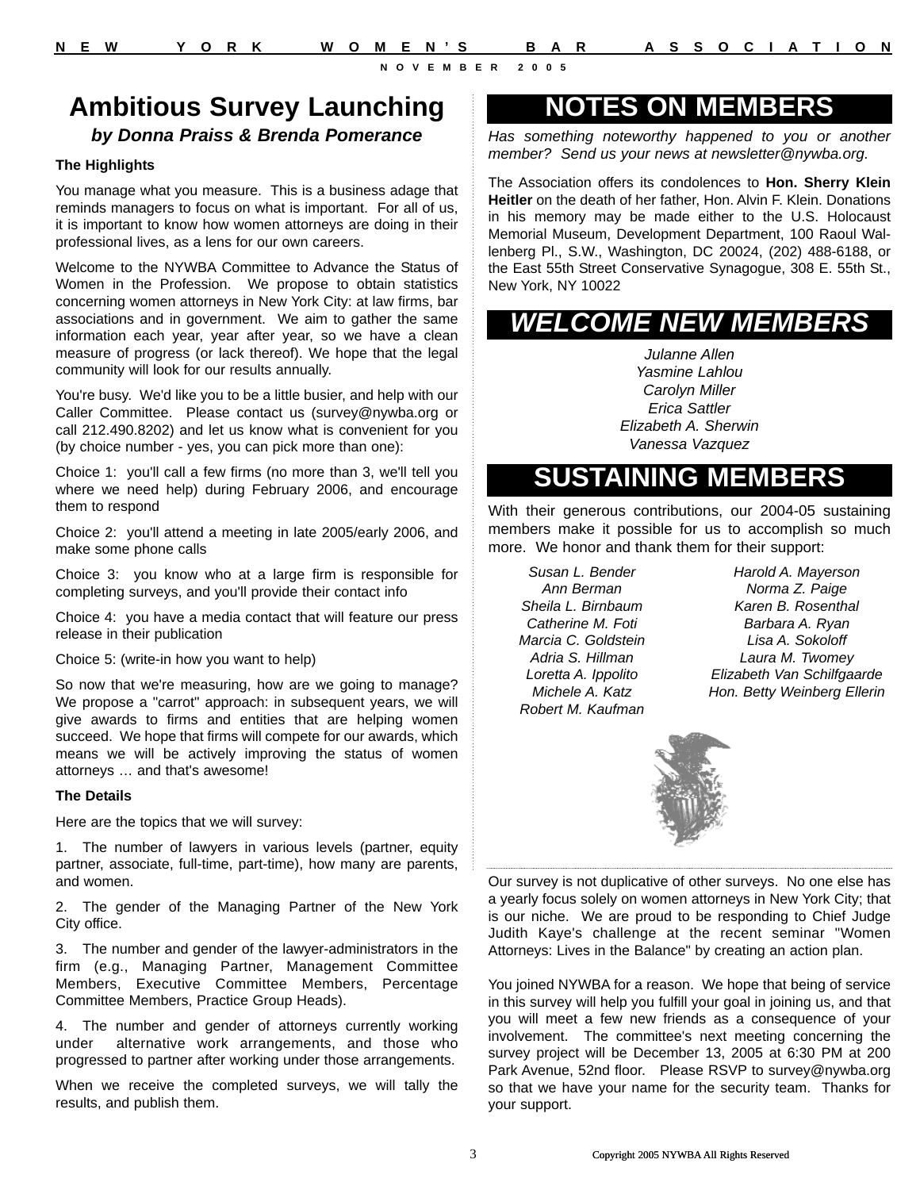# Ambitious Survey Launching

***by Donna Praiss & Brenda Pomerance***

**The Highlights**

You manage what you measure. This is a business adage that reminds managers to focus on what is important. For all of us, it is important to know how women attorneys are doing in their professional lives, as a lens for our own careers.

Welcome to the NYWBA Committee to Advance the Status of Women in the Profession. We propose to obtain statistics concerning women attorneys in New York City: at law firms, bar associations and in government. We aim to gather the same information each year, year after year, so we have a clean measure of progress (or lack thereof). We hope that the legal community will look for our results annually.

You're busy. We'd like you to be a little busier, and help with our Caller Committee. Please contact us (survey@nywba.org or call 212.490.8202) and let us know what is convenient for you (by choice number - yes, you can pick more than one):

Choice 1: you'll call a few firms (no more than 3, we'll tell you where we need help) during February 2006, and encourage them to respond

Choice 2: you'll attend a meeting in late 2005/early 2006, and make some phone calls

Choice 3: you know who at a large firm is responsible for completing surveys, and you'll provide their contact info

Choice 4: you have a media contact that will feature our press release in their publication

Choice 5: (write-in how you want to help)

So now that we're measuring, how are we going to manage? We propose a "carrot" approach: in subsequent years, we will give awards to firms and entities that are helping women succeed. We hope that firms will compete for our awards, which means we will be actively improving the status of women attorneys … and that's awesome!

**The Details**

Here are the topics that we will survey:

1. The number of lawyers in various levels (partner, equity partner, associate, full-time, part-time), how many are parents, and women.

2. The gender of the Managing Partner of the New York City office.

3. The number and gender of the lawyer-administrators in the firm (e.g., Managing Partner, Management Committee Members, Executive Committee Members, Percentage Committee Members, Practice Group Heads).

4. The number and gender of attorneys currently working under alternative work arrangements, and those who progressed to partner after working under those arrangements.

When we receive the completed surveys, we will tally the results, and publish them.

Our survey is not duplicative of other surveys. No one else has a yearly focus solely on women attorneys in New York City; that is our niche. We are proud to be responding to Chief Judge Judith Kaye's challenge at the recent seminar "Women Attorneys: Lives in the Balance" by creating an action plan.

You joined NYWBA for a reason. We hope that being of service in this survey will help you fulfill your goal in joining us, and that you will meet a few new friends as a consequence of your involvement. The committee's next meeting concerning the survey project will be December 13, 2005 at 6:30 PM at 200 Park Avenue, 52nd floor. Please RSVP to survey@nywba.org so that we have your name for the security team. Thanks for your support.

# NOTES ON MEMBERS

*Has something noteworthy happened to you or another member? Send us your news at newsletter@nywba.org.*

The Association offers its condolences to **Hon. Sherry Klein Heitler** on the death of her father, Hon. Alvin F. Klein. Donations in his memory may be made either to the U.S. Holocaust Memorial Museum, Development Department, 100 Raoul Wallenberg Pl., S.W., Washington, DC 20024, (202) 488-6188, or the East 55th Street Conservative Synagogue, 308 E. 55th St., New York, NY 10022

# WELCOME NEW MEMBERS

*Julanne Allen*
*Yasmine Lahlou*
*Carolyn Miller*
*Erica Sattler*
*Elizabeth A. Sherwin*
*Vanessa Vazquez*

# SUSTAINING MEMBERS

With their generous contributions, our 2004-05 sustaining members make it possible for us to accomplish so much more. We honor and thank them for their support:

*Susan L. Bender*
*Ann Berman*
*Sheila L. Birnbaum*
*Catherine M. Foti*
*Marcia C. Goldstein*
*Adria S. Hillman*
*Loretta A. Ippolito*
*Michele A. Katz*
*Robert M. Kaufman*
*Harold A. Mayerson*
*Norma Z. Paige*
*Karen B. Rosenthal*
*Barbara A. Ryan*
*Lisa A. Sokoloff*
*Laura M. Twomey*
*Elizabeth Van Schilfgaarde*
*Hon. Betty Weinberg Ellerin*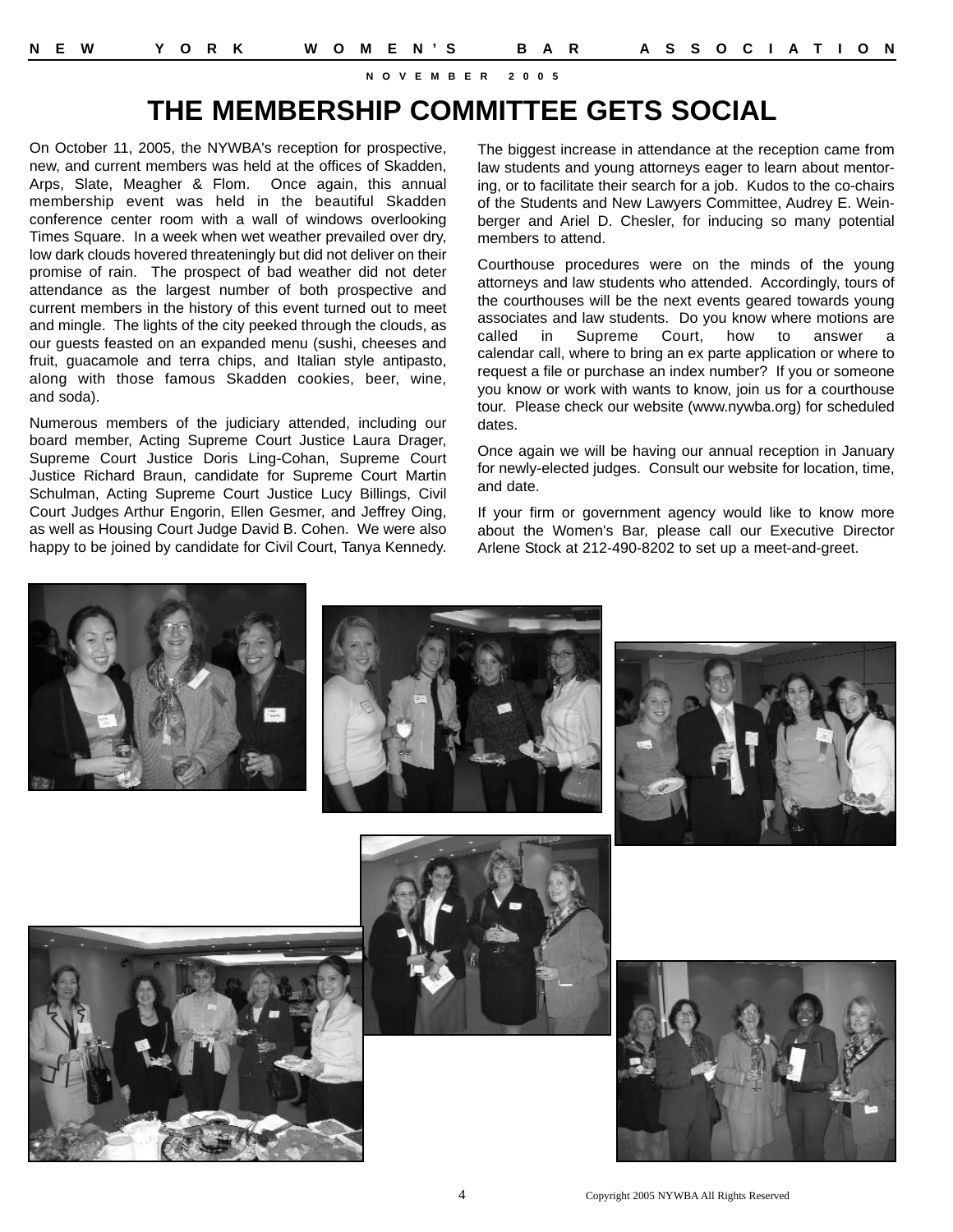# THE MEMBERSHIP COMMITTEE GETS SOCIAL

On October 11, 2005, the NYWBA's reception for prospective, new, and current members was held at the offices of Skadden, Arps, Slate, Meagher & Flom. Once again, this annual membership event was held in the beautiful Skadden conference center room with a wall of windows overlooking Times Square. In a week when wet weather prevailed over dry, low dark clouds hovered threateningly but did not deliver on their promise of rain. The prospect of bad weather did not deter attendance as the largest number of both prospective and current members in the history of this event turned out to meet and mingle. The lights of the city peeked through the clouds, as our guests feasted on an expanded menu (sushi, cheeses and fruit, guacamole and terra chips, and Italian style antipasto, along with those famous Skadden cookies, beer, wine, and soda).

Numerous members of the judiciary attended, including our board member, Acting Supreme Court Justice Laura Drager, Supreme Court Justice Doris Ling-Cohan, Supreme Court Justice Richard Braun, candidate for Supreme Court Martin Schulman, Acting Supreme Court Justice Lucy Billings, Civil Court Judges Arthur Engorin, Ellen Gesmer, and Jeffrey Oing, as well as Housing Court Judge David B. Cohen. We were also happy to be joined by candidate for Civil Court, Tanya Kennedy.

The biggest increase in attendance at the reception came from law students and young attorneys eager to learn about mentoring, or to facilitate their search for a job. Kudos to the co-chairs of the Students and New Lawyers Committee, Audrey E. Weinberger and Ariel D. Chesler, for inducing so many potential members to attend.

Courthouse procedures were on the minds of the young attorneys and law students who attended. Accordingly, tours of the courthouses will be the next events geared towards young associates and law students. Do you know where motions are called in Supreme Court, how to answer a calendar call, where to bring an ex parte application or where to request a file or purchase an index number? If you or someone you know or work with wants to know, join us for a courthouse tour. Please check our website (www.nywba.org) for scheduled dates.

Once again we will be having our annual reception in January for newly-elected judges. Consult our website for location, time, and date.

If your firm or government agency would like to know more about the Women's Bar, please call our Executive Director Arlene Stock at 212-490-8202 to set up a meet-and-greet.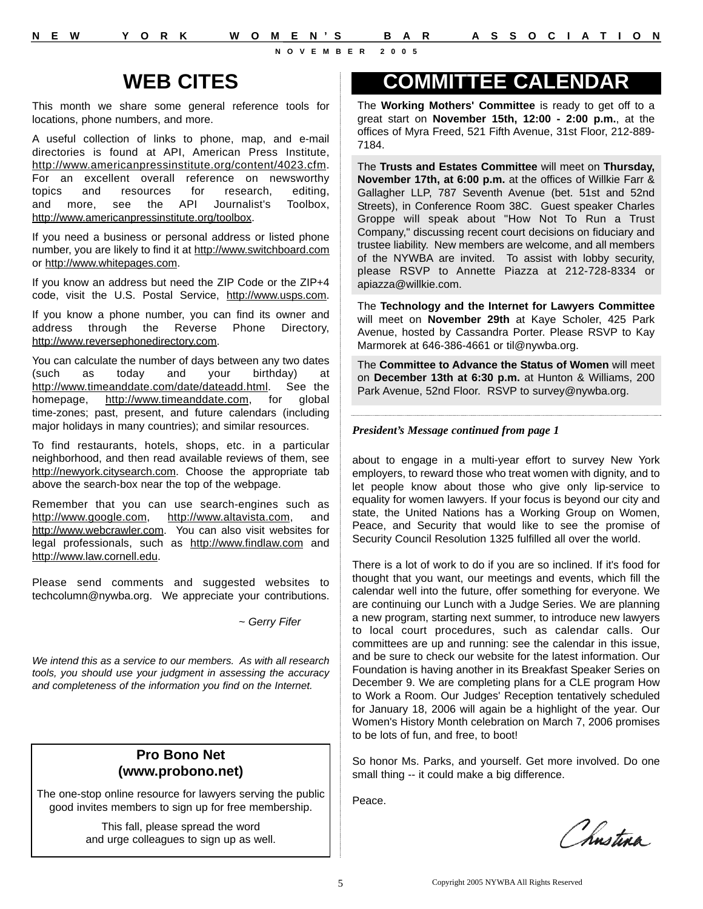# WEB CITES

This month we share some general reference tools for locations, phone numbers, and more.

A useful collection of links to phone, map, and e-mail directories is found at API, American Press Institute, http://www.americanpressinstitute.org/content/4023.cfm. For an excellent overall reference on newsworthy topics and resources for research, editing, and more, see the API Journalist's Toolbox, http://www.americanpressinstitute.org/toolbox.

If you need a business or personal address or listed phone number, you are likely to find it at http://www.switchboard.com or http://www.whitepages.com.

If you know an address but need the ZIP Code or the ZIP+4 code, visit the U.S. Postal Service, http://www.usps.com.

If you know a phone number, you can find its owner and address through the Reverse Phone Directory, http://www.reversephonedirectory.com.

You can calculate the number of days between any two dates (such as today and your birthday) at http://www.timeanddate.com/date/dateadd.html. See the homepage, http://www.timeanddate.com, for global time-zones; past, present, and future calendars (including major holidays in many countries); and similar resources.

To find restaurants, hotels, shops, etc. in a particular neighborhood, and then read available reviews of them, see http://newyork.citysearch.com. Choose the appropriate tab above the search-box near the top of the webpage.

Remember that you can use search-engines such as http://www.google.com, http://www.altavista.com, and http://www.webcrawler.com. You can also visit websites for legal professionals, such as http://www.findlaw.com and http://www.law.cornell.edu.

Please send comments and suggested websites to techcolumn@nywba.org. We appreciate your contributions.

*~ Gerry Fifer*

*We intend this as a service to our members. As with all research tools, you should use your judgment in assessing the accuracy and completeness of the information you find on the Internet.*

**Pro Bono Net**
**(www.probono.net)**

The one-stop online resource for lawyers serving the public good invites members to sign up for free membership.

This fall, please spread the word and urge colleagues to sign up as well.

# COMMITTEE CALENDAR

The **Working Mothers' Committee** is ready to get off to a great start on **November 15th, 12:00 - 2:00 p.m.**, at the offices of Myra Freed, 521 Fifth Avenue, 31st Floor, 212-889-7184.

The **Trusts and Estates Committee** will meet on **Thursday, November 17th, at 6:00 p.m.** at the offices of Willkie Farr & Gallagher LLP, 787 Seventh Avenue (bet. 51st and 52nd Streets), in Conference Room 38C. Guest speaker Charles Groppe will speak about "How Not To Run a Trust Company," discussing recent court decisions on fiduciary and trustee liability. New members are welcome, and all members of the NYWBA are invited. To assist with lobby security, please RSVP to Annette Piazza at 212-728-8334 or apiazza@willkie.com.

The **Technology and the Internet for Lawyers Committee** will meet on **November 29th** at Kaye Scholer, 425 Park Avenue, hosted by Cassandra Porter. Please RSVP to Kay Marmorek at 646-386-4661 or til@nywba.org.

The **Committee to Advance the Status of Women** will meet on **December 13th at 6:30 p.m.** at Hunton & Williams, 200 Park Avenue, 52nd Floor. RSVP to survey@nywba.org.

***President's Message continued from page 1***

about to engage in a multi-year effort to survey New York employers, to reward those who treat women with dignity, and to let people know about those who give only lip-service to equality for women lawyers. If your focus is beyond our city and state, the United Nations has a Working Group on Women, Peace, and Security that would like to see the promise of Security Council Resolution 1325 fulfilled all over the world.

There is a lot of work to do if you are so inclined. If it's food for thought that you want, our meetings and events, which fill the calendar well into the future, offer something for everyone. We are continuing our Lunch with a Judge Series. We are planning a new program, starting next summer, to introduce new lawyers to local court procedures, such as calendar calls. Our committees are up and running: see the calendar in this issue, and be sure to check our website for the latest information. Our Foundation is having another in its Breakfast Speaker Series on December 9. We are completing plans for a CLE program How to Work a Room. Our Judges' Reception tentatively scheduled for January 18, 2006 will again be a highlight of the year. Our Women's History Month celebration on March 7, 2006 promises to be lots of fun, and free, to boot!

So honor Ms. Parks, and yourself. Get more involved. Do one small thing -- it could make a big difference.

Peace.

*Christina*

Copyright 2005 NYWBA All Rights Reserved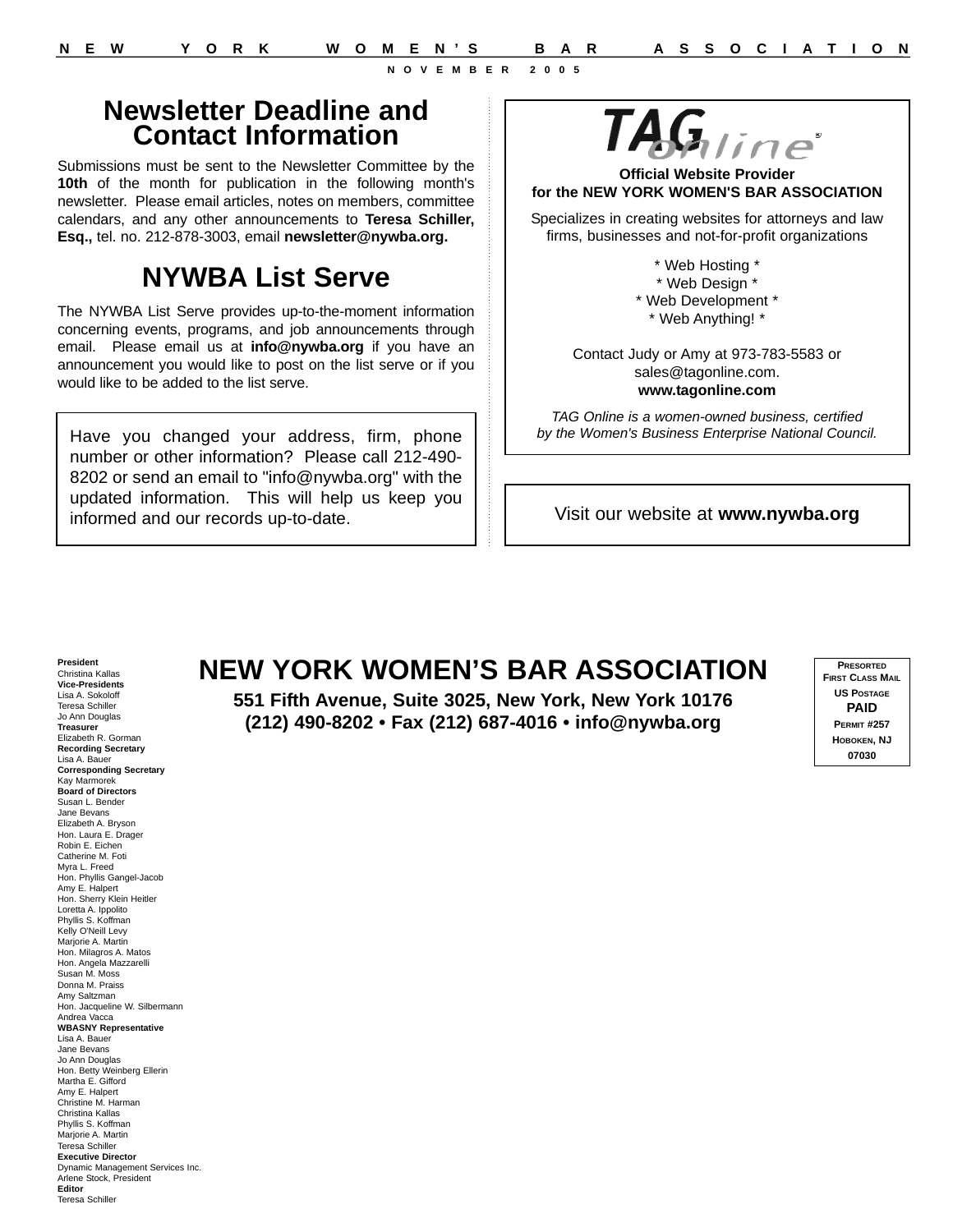## Newsletter Deadline and Contact Information

Submissions must be sent to the Newsletter Committee by the **10th** of the month for publication in the following month's newsletter. Please email articles, notes on members, committee calendars, and any other announcements to **Teresa Schiller, Esq.,** tel. no. 212-878-3003, email **newsletter@nywba.org.**

## NYWBA List Serve

The NYWBA List Serve provides up-to-the-moment information concerning events, programs, and job announcements through email. Please email us at **info@nywba.org** if you have an announcement you would like to post on the list serve or if you would like to be added to the list serve.

Have you changed your address, firm, phone number or other information? Please call 212-490-8202 or send an email to "info@nywba.org" with the updated information. This will help us keep you informed and our records up-to-date.

TAG online

**Official Website Provider for the NEW YORK WOMEN'S BAR ASSOCIATION**

Specializes in creating websites for attorneys and law firms, businesses and not-for-profit organizations

* Web Hosting *
* Web Design *
* Web Development *
* Web Anything! *

Contact Judy or Amy at 973-783-5583 or sales@tagonline.com.
**www.tagonline.com**

*TAG Online is a women-owned business, certified by the Women's Business Enterprise National Council.*

Visit our website at **www.nywba.org**

# NEW YORK WOMEN'S BAR ASSOCIATION

**551 Fifth Avenue, Suite 3025, New York, New York 10176**
**(212) 490-8202 • Fax (212) 687-4016 • info@nywba.org**

PRESORTED FIRST CLASS MAIL
US POSTAGE
**PAID**
PERMIT #257
HOBOKEN, NJ
07030

**President**
Christina Kallas
**Vice-Presidents**
Lisa A. Sokoloff
Teresa Schiller
Jo Ann Douglas
**Treasurer**
Elizabeth R. Gorman
**Recording Secretary**
Lisa A. Bauer
**Corresponding Secretary**
Kay Marmorek
**Board of Directors**
Susan L. Bender
Jane Bevans
Elizabeth A. Bryson
Hon. Laura E. Drager
Robin E. Eichen
Catherine M. Foti
Myra L. Freed
Hon. Phyllis Gangel-Jacob
Amy E. Halpert
Hon. Sherry Klein Heitler
Loretta A. Ippolito
Phyllis S. Koffman
Kelly O'Neill Levy
Marjorie A. Martin
Hon. Milagros A. Matos
Hon. Angela Mazzarelli
Susan M. Moss
Donna M. Praiss
Amy Saltzman
Hon. Jacqueline W. Silbermann
Andrea Vacca
**WBASNY Representative**
Lisa A. Bauer
Jane Bevans
Jo Ann Douglas
Hon. Betty Weinberg Ellerin
Martha E. Gifford
Amy E. Halpert
Christine M. Harman
Christina Kallas
Phyllis S. Koffman
Marjorie A. Martin
Teresa Schiller
**Executive Director**
Dynamic Management Services Inc.
Arlene Stock, President
**Editor**
Teresa Schiller